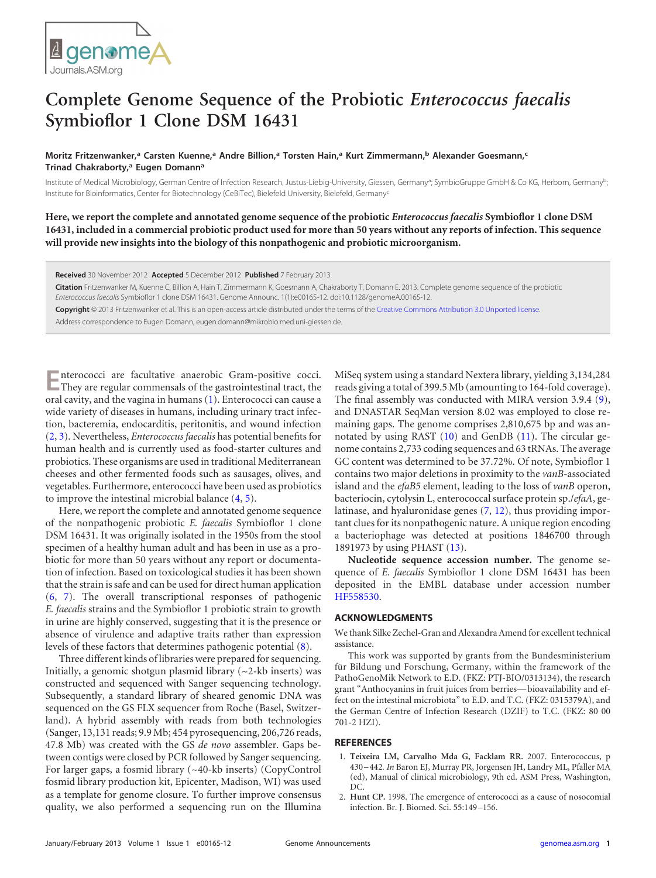# Complete Genome Sequence of the Probiotic *Enterococcus faecalis* Symbioflor 1 Clone DSM 16431

**Moritz Fritzenwanker,[a] Carsten Kuenne,[a] Andre Billion,[a] Torsten Hain,[a] Kurt Zimmermann,[b] Alexander Goesmann,[c] Trinad Chakraborty,[a] Eugen Domann[a]**

Institute of Medical Microbiology, German Centre of Infection Research, Justus-Liebig-University, Giessen, Germany[a]; SymbioGruppe GmbH & Co KG, Herborn, Germany[b]; Institute for Bioinformatics, Center for Biotechnology (CeBiTec), Bielefeld University, Bielefeld, Germany[c]

**Here, we report the complete and annotated genome sequence of the probiotic *Enterococcus faecalis* Symbioflor 1 clone DSM 16431, included in a commercial probiotic product used for more than 50 years without any reports of infection. This sequence will provide new insights into the biology of this nonpathogenic and probiotic microorganism.**

**Received** 30 November 2012 **Accepted** 5 December 2012 **Published** 7 February 2013

**Citation** Fritzenwanker M, Kuenne C, Billion A, Hain T, Zimmermann K, Goesmann A, Chakraborty T, Domann E. 2013. Complete genome sequence of the probiotic *Enterococcus faecalis* Symbioflor 1 clone DSM 16431. Genome Announc. 1(1):e00165-12. doi:10.1128/genomeA.00165-12.

**Copyright** © 2013 Fritzenwanker et al. This is an open-access article distributed under the terms of the Creative Commons Attribution 3.0 Unported license.

Address correspondence to Eugen Domann, eugen.domann@mikrobio.med.uni-giessen.de.

Enterococci are facultative anaerobic Gram-positive cocci. They are regular commensals of the gastrointestinal tract, the oral cavity, and the vagina in humans (1). Enterococci can cause a wide variety of diseases in humans, including urinary tract infection, bacteremia, endocarditis, peritonitis, and wound infection (2, 3). Nevertheless, *Enterococcus faecalis* has potential benefits for human health and is currently used as food-starter cultures and probiotics. These organisms are used in traditional Mediterranean cheeses and other fermented foods such as sausages, olives, and vegetables. Furthermore, enterococci have been used as probiotics to improve the intestinal microbial balance (4, 5).

Here, we report the complete and annotated genome sequence of the nonpathogenic probiotic *E. faecalis* Symbioflor 1 clone DSM 16431. It was originally isolated in the 1950s from the stool specimen of a healthy human adult and has been in use as a probiotic for more than 50 years without any report or documentation of infection. Based on toxicological studies it has been shown that the strain is safe and can be used for direct human application (6, 7). The overall transcriptional responses of pathogenic *E. faecalis* strains and the Symbioflor 1 probiotic strain to growth in urine are highly conserved, suggesting that it is the presence or absence of virulence and adaptive traits rather than expression levels of these factors that determines pathogenic potential (8).

Three different kinds of libraries were prepared for sequencing. Initially, a genomic shotgun plasmid library (~2-kb inserts) was constructed and sequenced with Sanger sequencing technology. Subsequently, a standard library of sheared genomic DNA was sequenced on the GS FLX sequencer from Roche (Basel, Switzerland). A hybrid assembly with reads from both technologies (Sanger, 13,131 reads; 9.9 Mb; 454 pyrosequencing, 206,726 reads, 47.8 Mb) was created with the GS *de novo* assembler. Gaps between contigs were closed by PCR followed by Sanger sequencing. For larger gaps, a fosmid library (~40-kb inserts) (CopyControl fosmid library production kit, Epicenter, Madison, WI) was used as a template for genome closure. To further improve consensus quality, we also performed a sequencing run on the Illumina MiSeq system using a standard Nextera library, yielding 3,134,284 reads giving a total of 399.5 Mb (amounting to 164-fold coverage). The final assembly was conducted with MIRA version 3.9.4 (9), and DNASTAR SeqMan version 8.02 was employed to close remaining gaps. The genome comprises 2,810,675 bp and was annotated by using RAST (10) and GenDB (11). The circular genome contains 2,733 coding sequences and 63 tRNAs. The average GC content was determined to be 37.72%. Of note, Symbioflor 1 contains two major deletions in proximity to the *vanB*-associated island and the *efaB5* element, leading to the loss of *vanB* operon, bacteriocin, cytolysin L, enterococcal surface protein sp./*efaA*, gelatinase, and hyaluronidase genes (7, 12), thus providing important clues for its nonpathogenic nature. A unique region encoding a bacteriophage was detected at positions 1846700 through 1891973 by using PHAST (13).

**Nucleotide sequence accession number.** The genome sequence of *E. faecalis* Symbioflor 1 clone DSM 16431 has been deposited in the EMBL database under accession number HF558530.

## ACKNOWLEDGMENTS

We thank Silke Zechel-Gran and Alexandra Amend for excellent technical assistance.

This work was supported by grants from the Bundesministerium für Bildung und Forschung, Germany, within the framework of the PathoGenoMik Network to E.D. (FKZ: PTJ-BIO/0313134), the research grant "Anthocyanins in fruit juices from berries—bioavailability and effect on the intestinal microbiota" to E.D. and T.C. (FKZ: 0315379A), and the German Centre of Infection Research (DZIF) to T.C. (FKZ: 80 00 701-2 HZI).

## REFERENCES

1. **Teixeira LM, Carvalho Mda G, Facklam RR.** 2007. Enterococcus, p 430–442. *In* Baron EJ, Murray PR, Jorgensen JH, Landry ML, Pfaller MA (ed), Manual of clinical microbiology, 9th ed. ASM Press, Washington, DC.
2. **Hunt CP.** 1998. The emergence of enterococci as a cause of nosocomial infection. Br. J. Biomed. Sci. 55:149–156.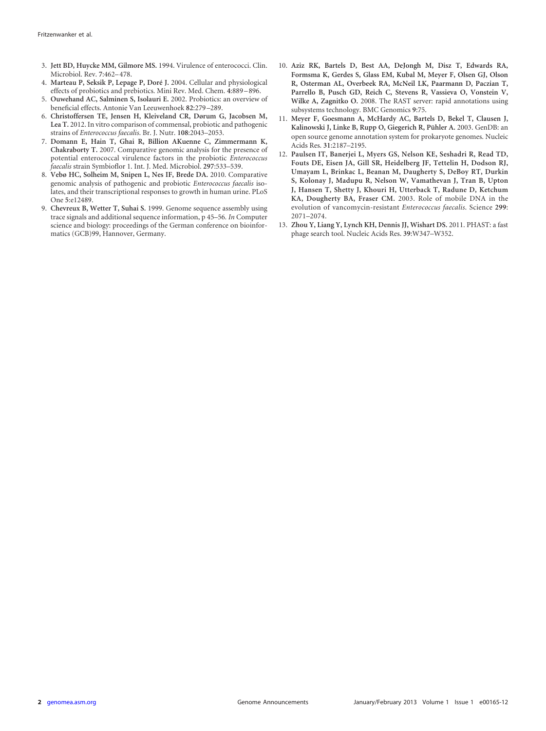3. **Jett BD, Huycke MM, Gilmore MS.** 1994. Virulence of enterococci. Clin. Microbiol. Rev. **7**:462–478.
4. **Marteau P, Seksik P, Lepage P, Doré J.** 2004. Cellular and physiological effects of probiotics and prebiotics. Mini Rev. Med. Chem. **4**:889–896.
5. **Ouwehand AC, Salminen S, Isolauri E.** 2002. Probiotics: an overview of beneficial effects. Antonie Van Leeuwenhoek **82**:279–289.
6. **Christoffersen TE, Jensen H, Kleiveland CR, Dørum G, Jacobsen M, Lea T.** 2012. In vitro comparison of commensal, probiotic and pathogenic strains of *Enterococcus faecalis*. Br. J. Nutr. **108**:2043–2053.
7. **Domann E, Hain T, Ghai R, Billion AKuenne C, Zimmermann K, Chakraborty T.** 2007. Comparative genomic analysis for the presence of potential enterococcal virulence factors in the probiotic *Enterococcus faecalis* strain Symbioflor 1. Int. J. Med. Microbiol. **297**:533–539.
8. **Vebø HC, Solheim M, Snipen L, Nes IF, Brede DA.** 2010. Comparative genomic analysis of pathogenic and probiotic *Enterococcus faecalis* isolates, and their transcriptional responses to growth in human urine. PLoS One **5**:e12489.
9. **Chevreux B, Wetter T, Suhai S.** 1999. Genome sequence assembly using trace signals and additional sequence information, p 45–56. *In* Computer science and biology: proceedings of the German conference on bioinformatics (GCB)99, Hannover, Germany.
10. **Aziz RK, Bartels D, Best AA, DeJongh M, Disz T, Edwards RA, Formsma K, Gerdes S, Glass EM, Kubal M, Meyer F, Olsen GJ, Olson R, Osterman AL, Overbeek RA, McNeil LK, Paarmann D, Paczian T, Parrello B, Pusch GD, Reich C, Stevens R, Vassieva O, Vonstein V, Wilke A, Zagnitko O.** 2008. The RAST server: rapid annotations using subsystems technology. BMC Genomics **9**:75.
11. **Meyer F, Goesmann A, McHardy AC, Bartels D, Bekel T, Clausen J, Kalinowski J, Linke B, Rupp O, Giegerich R, Pühler A.** 2003. GenDB: an open source genome annotation system for prokaryote genomes. Nucleic Acids Res. **31**:2187–2195.
12. **Paulsen IT, Banerjei L, Myers GS, Nelson KE, Seshadri R, Read TD, Fouts DE, Eisen JA, Gill SR, Heidelberg JF, Tettelin H, Dodson RJ, Umayam L, Brinkac L, Beanan M, Daugherty S, DeBoy RT, Durkin S, Kolonay J, Madupu R, Nelson W, Vamathevan J, Tran B, Upton J, Hansen T, Shetty J, Khouri H, Utterback T, Radune D, Ketchum KA, Dougherty BA, Fraser CM.** 2003. Role of mobile DNA in the evolution of vancomycin-resistant *Enterococcus faecalis*. Science **299**: 2071–2074.
13. **Zhou Y, Liang Y, Lynch KH, Dennis JJ, Wishart DS.** 2011. PHAST: a fast phage search tool. Nucleic Acids Res. **39**:W347–W352.